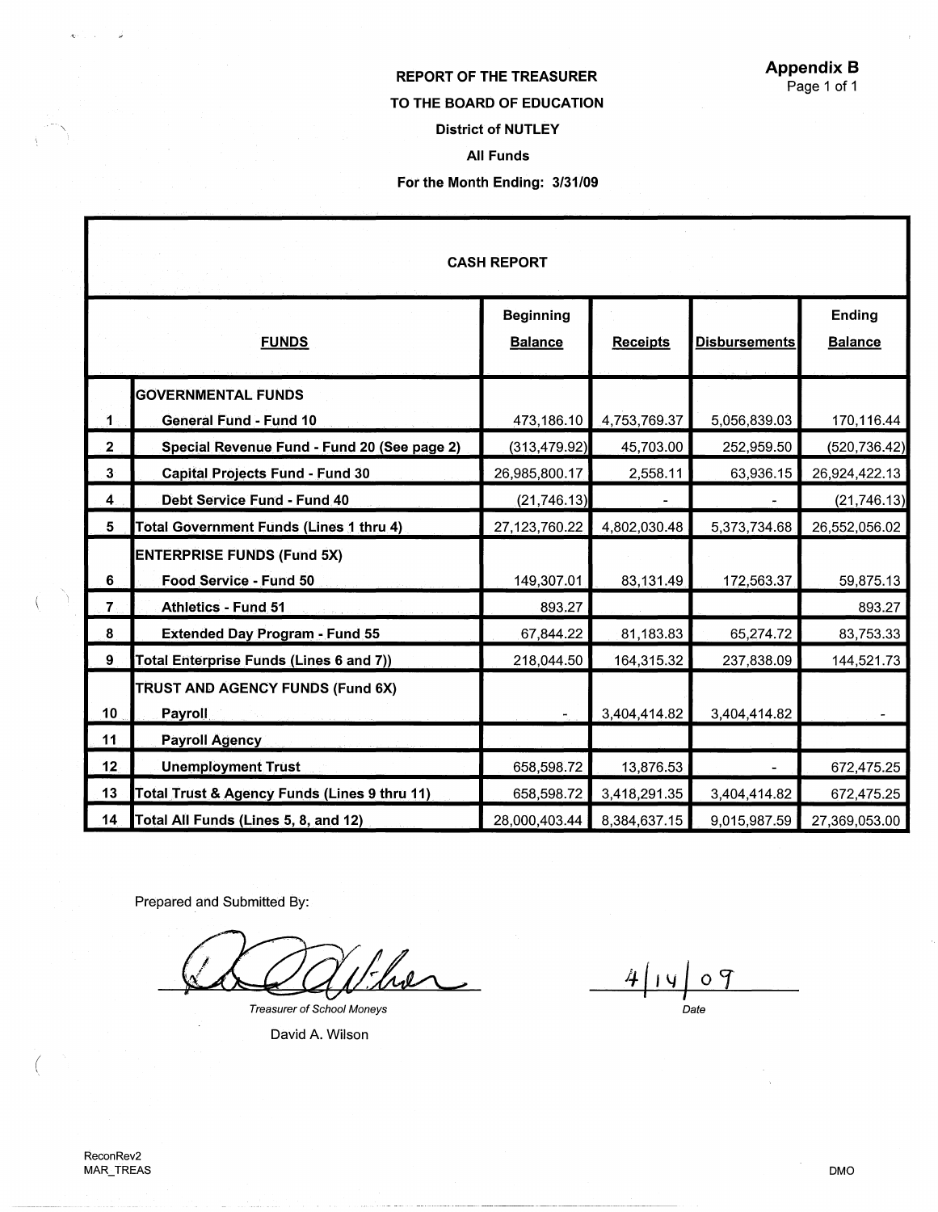**Appendix B**
Page 1 of 1

**REPORT OF THE TREASURER**

**TO THE BOARD OF EDUCATION**

**District of NUTLEY**

**All Funds**

**For the Month Ending: 3/31/09**

**CASH REPORT**

| | FUNDS | Beginning Balance | Receipts | Disbursements | Ending Balance |
|---|---|---|---|---|---|
| | **GOVERNMENTAL FUNDS** | | | | |
| 1 | General Fund - Fund 10 | 473,186.10 | 4,753,769.37 | 5,056,839.03 | 170,116.44 |
| 2 | Special Revenue Fund - Fund 20 (See page 2) | (313,479.92) | 45,703.00 | 252,959.50 | (520,736.42) |
| 3 | Capital Projects Fund - Fund 30 | 26,985,800.17 | 2,558.11 | 63,936.15 | 26,924,422.13 |
| 4 | Debt Service Fund - Fund 40 | (21,746.13) | - | - | (21,746.13) |
| 5 | **Total Government Funds (Lines 1 thru 4)** | 27,123,760.22 | 4,802,030.48 | 5,373,734.68 | 26,552,056.02 |
| | **ENTERPRISE FUNDS (Fund 5X)** | | | | |
| 6 | Food Service - Fund 50 | 149,307.01 | 83,131.49 | 172,563.37 | 59,875.13 |
| 7 | Athletics - Fund 51 | 893.27 | | | 893.27 |
| 8 | Extended Day Program - Fund 55 | 67,844.22 | 81,183.83 | 65,274.72 | 83,753.33 |
| 9 | **Total Enterprise Funds (Lines 6 and 7))** | 218,044.50 | 164,315.32 | 237,838.09 | 144,521.73 |
| | **TRUST AND AGENCY FUNDS (Fund 6X)** | | | | |
| 10 | Payroll | - | 3,404,414.82 | 3,404,414.82 | - |
| 11 | Payroll Agency | | | | |
| 12 | Unemployment Trust | 658,598.72 | 13,876.53 | - | 672,475.25 |
| 13 | **Total Trust & Agency Funds (Lines 9 thru 11)** | 658,598.72 | 3,418,291.35 | 3,404,414.82 | 672,475.25 |
| 14 | **Total All Funds (Lines 5, 8, and 12)** | 28,000,403.44 | 8,384,637.15 | 9,015,987.59 | 27,369,053.00 |

Prepared and Submitted By:

*Treasurer of School Moneys*

David A. Wilson

4/14/09

*Date*

ReconRev2
MAR_TREAS

DMO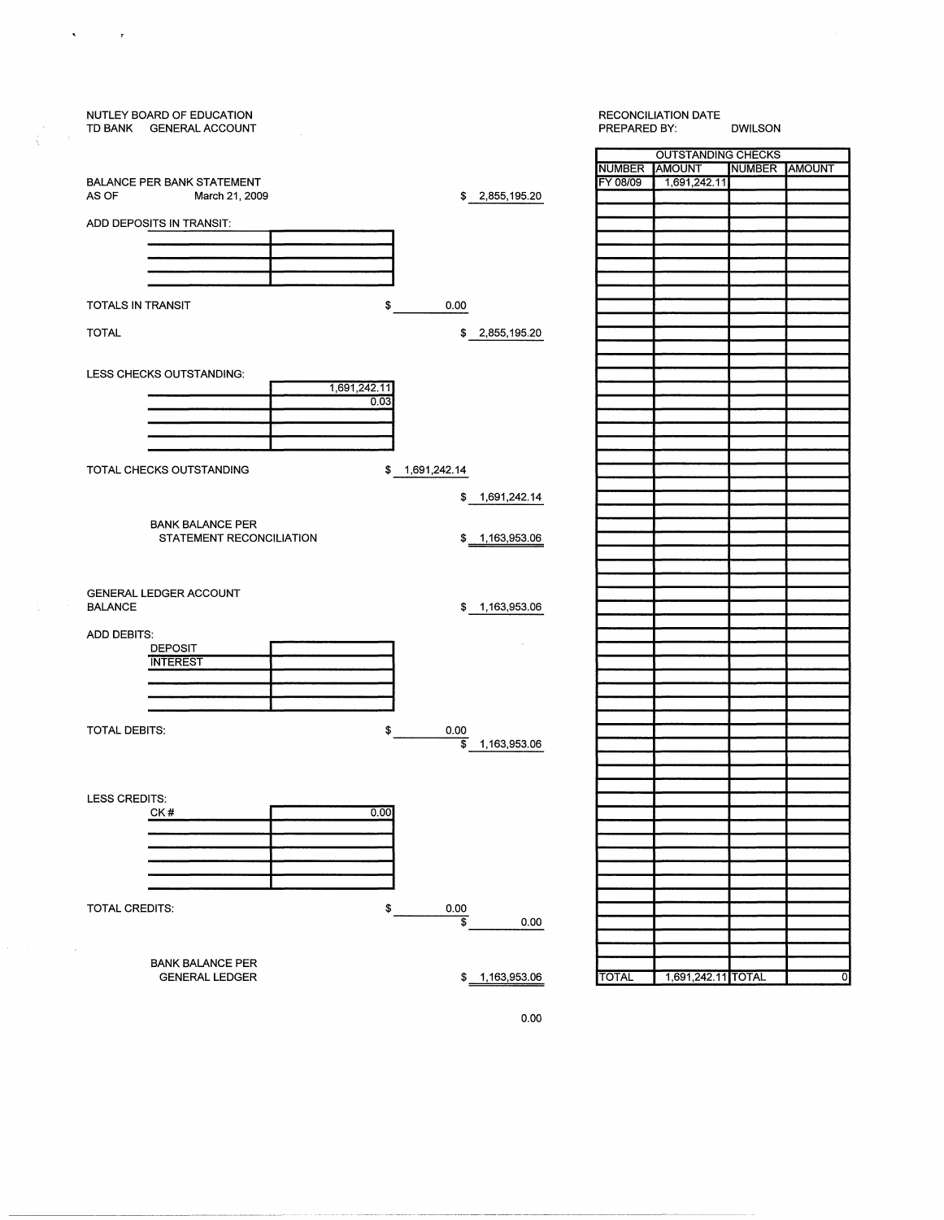NUTLEY BOARD OF EDUCATION
TD BANK GENERAL ACCOUNT

RECONCILIATION DATE
PREPARED BY: DWILSON

BALANCE PER BANK STATEMENT
AS OF March 21, 2009 — $ 2,855,195.20

ADD DEPOSITS IN TRANSIT:

| | |
|---|---|
| | |
| | |
| | |
| | |

TOTALS IN TRANSIT — $ 0.00

TOTAL — $ 2,855,195.20

LESS CHECKS OUTSTANDING:

| | |
|---|---|
| | 1,691,242.11 |
| | 0.03 |
| | |
| | |
| | |

TOTAL CHECKS OUTSTANDING — $ 1,691,242.14

$ 1,691,242.14

BANK BALANCE PER STATEMENT RECONCILIATION — $ 1,163,953.06

GENERAL LEDGER ACCOUNT BALANCE — $ 1,163,953.06

ADD DEBITS:

| | |
|---|---|
| DEPOSIT | |
| INTEREST | |
| | |
| | |
| | |

TOTAL DEBITS: — $ 0.00

$ 1,163,953.06

LESS CREDITS:

| | |
|---|---|
| CK # | 0.00 |
| | |
| | |
| | |
| | |
| | |

TOTAL CREDITS: — $ 0.00

$ 0.00

BANK BALANCE PER GENERAL LEDGER — $ 1,163,953.06

0.00

| OUTSTANDING CHECKS | | | |
|---|---|---|---|
| NUMBER | AMOUNT | NUMBER | AMOUNT |
| FY 08/09 | 1,691,242.11 | | |
| TOTAL | 1,691,242.11 | TOTAL | 0 |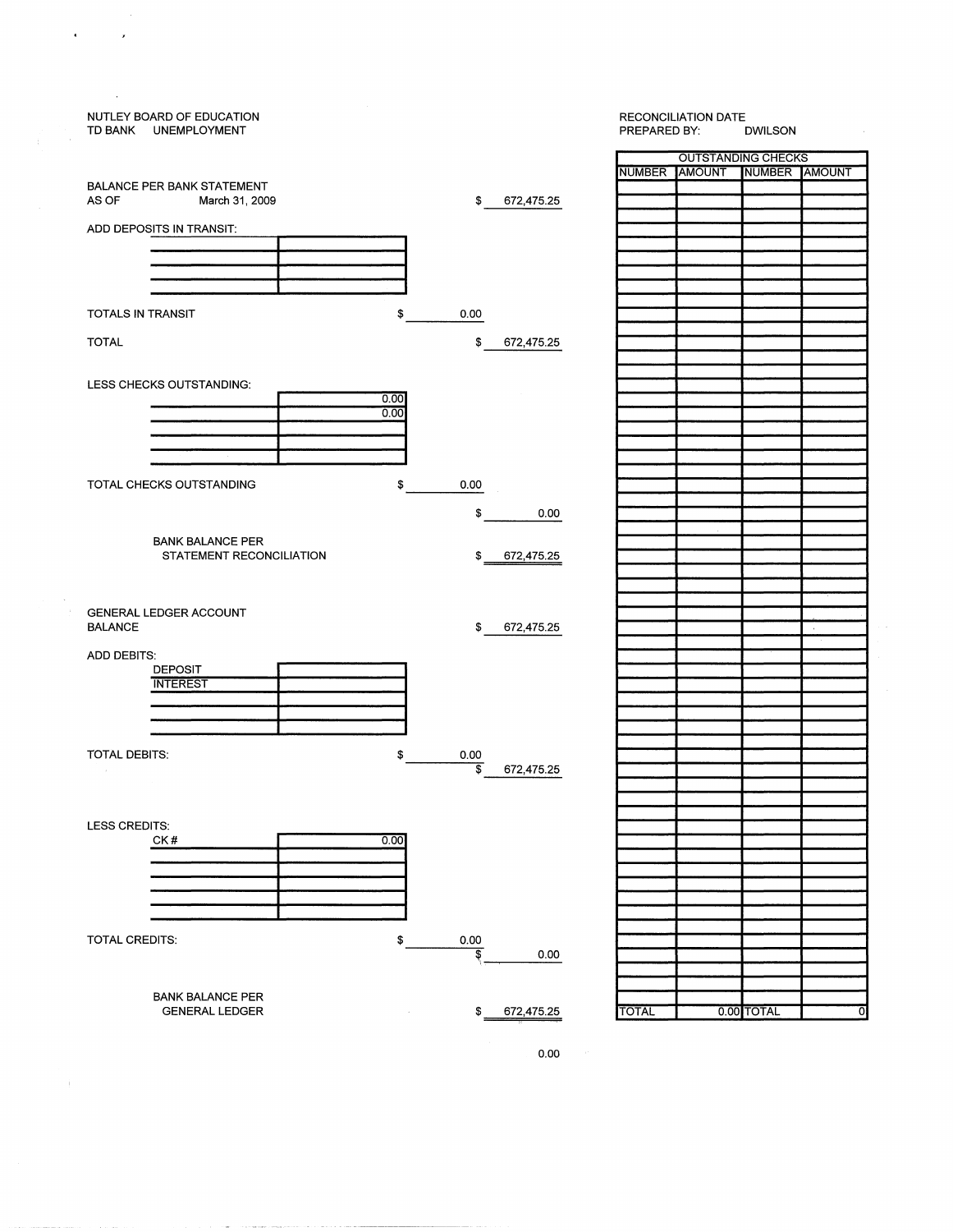NUTLEY BOARD OF EDUCATION
TD BANK UNEMPLOYMENT

RECONCILIATION DATE
PREPARED BY: DWILSON

| | | |
|---|---|---|
| BALANCE PER BANK STATEMENT AS OF March 31, 2009 | | $ 672,475.25 |
| ADD DEPOSITS IN TRANSIT: | | |
| TOTALS IN TRANSIT | $ 0.00 | |
| TOTAL | | $ 672,475.25 |
| LESS CHECKS OUTSTANDING: 0.00, 0.00 | | |
| TOTAL CHECKS OUTSTANDING | $ 0.00 | |
| | | $ 0.00 |
| BANK BALANCE PER STATEMENT RECONCILIATION | | $ 672,475.25 |
| GENERAL LEDGER ACCOUNT BALANCE | | $ 672,475.25 |
| ADD DEBITS: DEPOSIT, INTEREST | | |
| TOTAL DEBITS: | $ 0.00 | $ 672,475.25 |
| LESS CREDITS: CK # 0.00 | | |
| TOTAL CREDITS: | $ 0.00 | $ 0.00 |
| BANK BALANCE PER GENERAL LEDGER | | $ 672,475.25 |

0.00

| OUTSTANDING CHECKS | | | |
|---|---|---|---|
| NUMBER | AMOUNT | NUMBER | AMOUNT |
| TOTAL | 0.00 | TOTAL | 0 |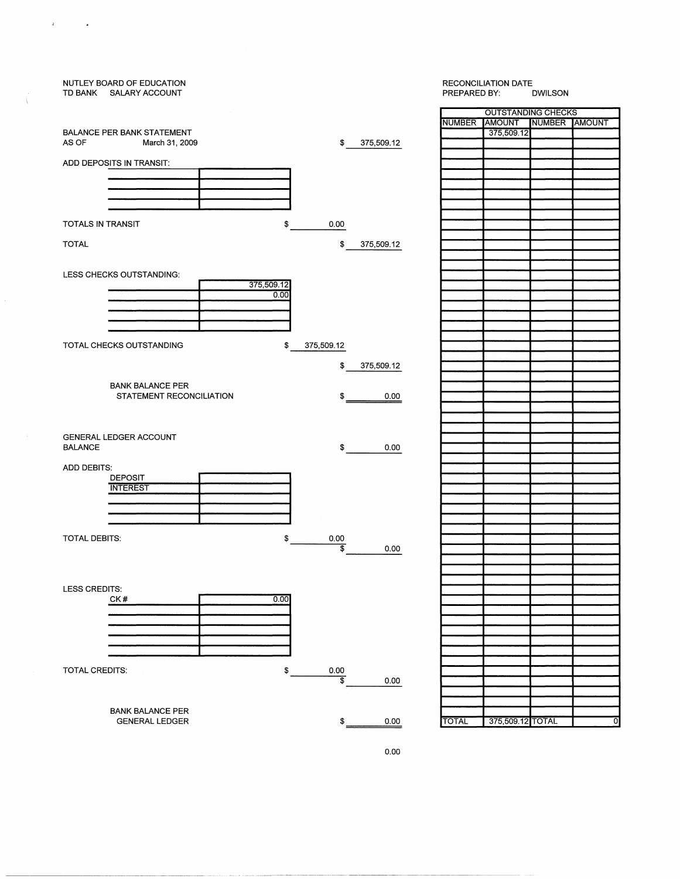NUTLEY BOARD OF EDUCATION
TD BANK SALARY ACCOUNT

RECONCILIATION DATE
PREPARED BY: DWILSON

| | | |
|---|---|---|
| BALANCE PER BANK STATEMENT AS OF March 31, 2009 | | $ 375,509.12 |
| ADD DEPOSITS IN TRANSIT: | | |
| TOTALS IN TRANSIT | $ 0.00 | |
| TOTAL | | $ 375,509.12 |
| LESS CHECKS OUTSTANDING: | | |
| | 375,509.12 | |
| | 0.00 | |
| TOTAL CHECKS OUTSTANDING | $ 375,509.12 | |
| | | $ 375,509.12 |
| BANK BALANCE PER STATEMENT RECONCILIATION | | $ 0.00 |
| GENERAL LEDGER ACCOUNT BALANCE | | $ 0.00 |
| ADD DEBITS: | | |
| DEPOSIT | | |
| INTEREST | | |
| TOTAL DEBITS: | $ 0.00 | $ 0.00 |
| LESS CREDITS: | | |
| CK # | 0.00 | |
| TOTAL CREDITS: | $ 0.00 | $ 0.00 |
| BANK BALANCE PER GENERAL LEDGER | | $ 0.00 |

0.00

| OUTSTANDING CHECKS | | | |
|---|---|---|---|
| NUMBER | AMOUNT | NUMBER | AMOUNT |
| | 375,509.12 | | |
| TOTAL | 375,509.12 | TOTAL | 0 |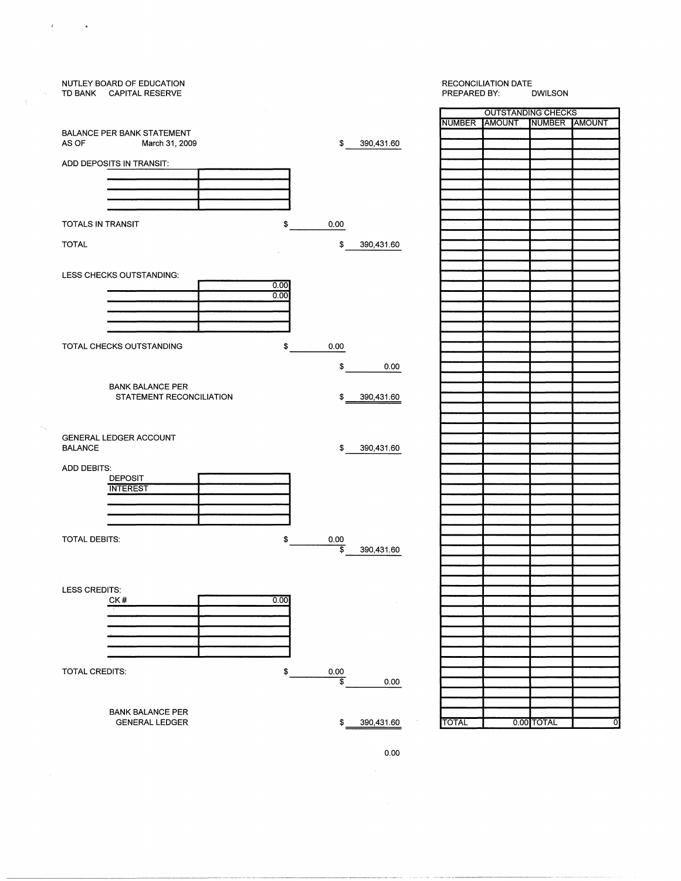NUTLEY BOARD OF EDUCATION
TD BANK CAPITAL RESERVE

RECONCILIATION DATE
PREPARED BY: DWILSON

| | | |
|---|---|---|
| BALANCE PER BANK STATEMENT AS OF March 31, 2009 | | $ 390,431.60 |
| ADD DEPOSITS IN TRANSIT: | | |
| TOTALS IN TRANSIT | $ 0.00 | |
| TOTAL | | $ 390,431.60 |
| LESS CHECKS OUTSTANDING: | 0.00 | |
| | 0.00 | |
| TOTAL CHECKS OUTSTANDING | $ 0.00 | |
| | | $ 0.00 |
| BANK BALANCE PER STATEMENT RECONCILIATION | | $ 390,431.60 |
| GENERAL LEDGER ACCOUNT BALANCE | | $ 390,431.60 |
| ADD DEBITS: DEPOSIT | | |
| INTEREST | | |
| TOTAL DEBITS: | $ 0.00 | $ 390,431.60 |
| LESS CREDITS: CK # | 0.00 | |
| TOTAL CREDITS: | $ 0.00 | $ 0.00 |
| BANK BALANCE PER GENERAL LEDGER | | $ 390,431.60 |

0.00

| OUTSTANDING CHECKS | | | |
|---|---|---|---|
| NUMBER | AMOUNT | NUMBER | AMOUNT |
| TOTAL | 0.00 | TOTAL | 0 |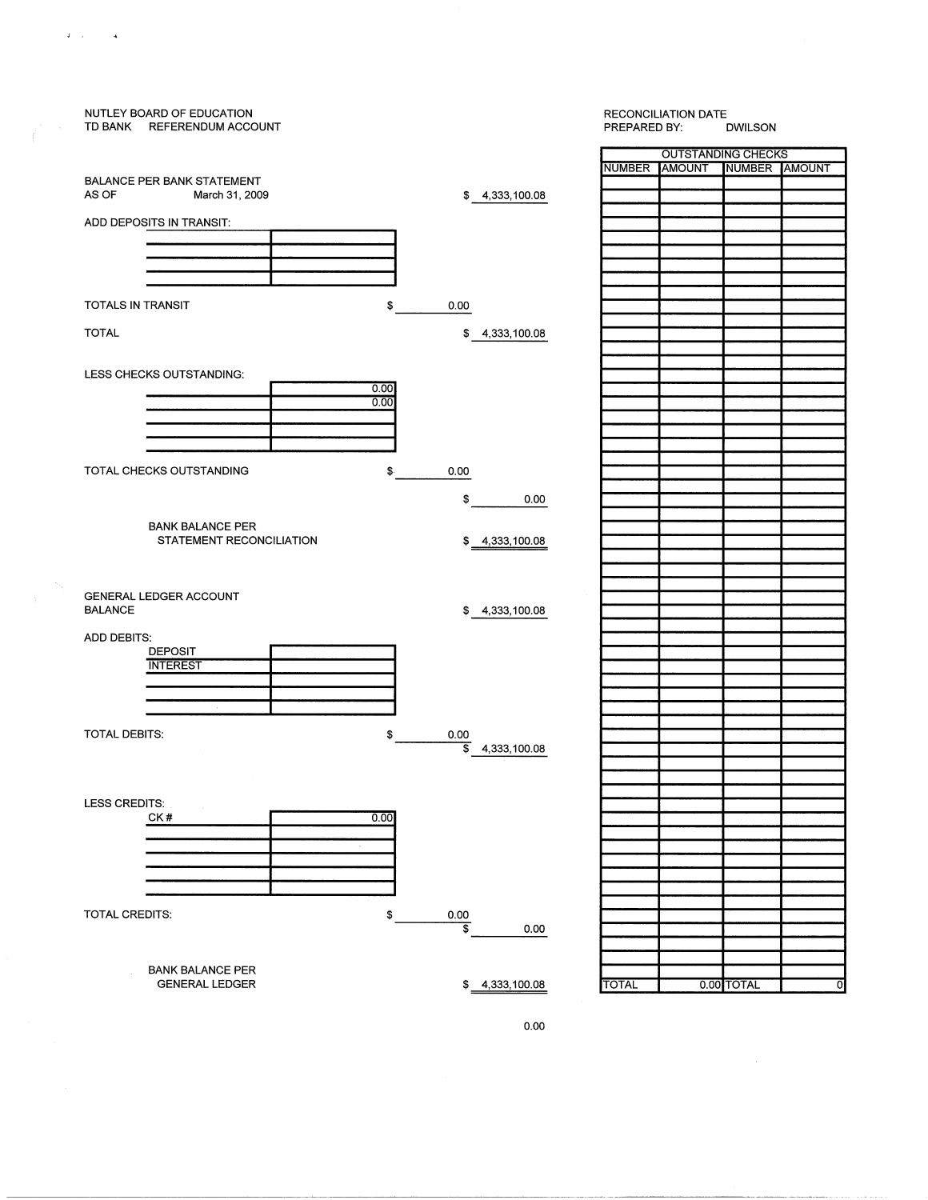NUTLEY BOARD OF EDUCATION
TD BANK REFERENDUM ACCOUNT

RECONCILIATION DATE
PREPARED BY: DWILSON

BALANCE PER BANK STATEMENT
AS OF March 31, 2009 — $ 4,333,100.08

ADD DEPOSITS IN TRANSIT:

| | |
|---|---|
| | |
| | |
| | |
| | |

TOTALS IN TRANSIT $ 0.00

TOTAL $ 4,333,100.08

LESS CHECKS OUTSTANDING:

| | |
|---|---|
| | 0.00 |
| | 0.00 |
| | |
| | |
| | |

TOTAL CHECKS OUTSTANDING $ 0.00

$ 0.00

BANK BALANCE PER STATEMENT RECONCILIATION $ 4,333,100.08

GENERAL LEDGER ACCOUNT BALANCE $ 4,333,100.08

ADD DEBITS:

| | |
|---|---|
| DEPOSIT | |
| INTEREST | |
| | |
| | |
| | |

TOTAL DEBITS: $ 0.00

$ 4,333,100.08

LESS CREDITS:

| | |
|---|---|
| CK # | 0.00 |
| | |
| | |
| | |
| | |
| | |

TOTAL CREDITS: $ 0.00

$ 0.00

BANK BALANCE PER GENERAL LEDGER $ 4,333,100.08

0.00

| OUTSTANDING CHECKS | | | |
|---|---|---|---|
| NUMBER | AMOUNT | NUMBER | AMOUNT |
| TOTAL | 0.00 | TOTAL | 0 |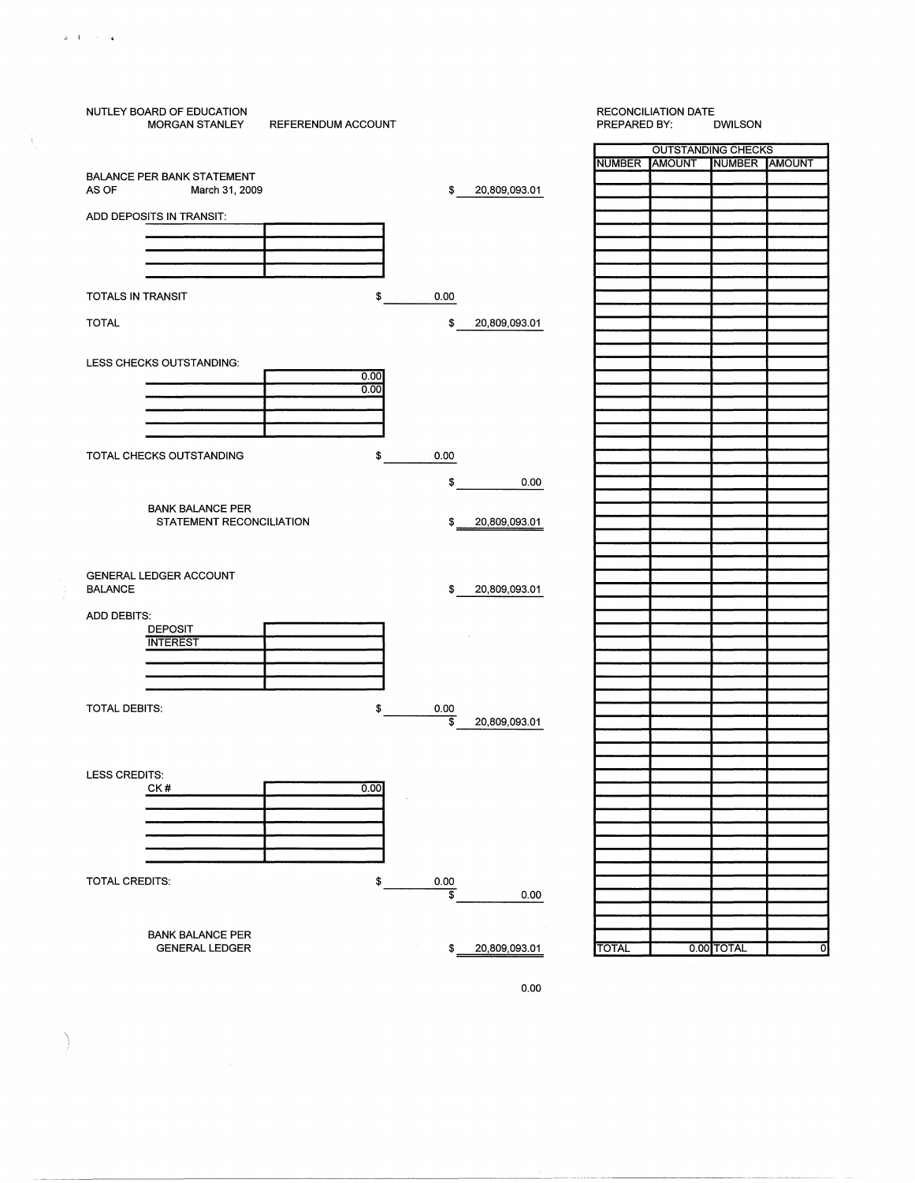NUTLEY BOARD OF EDUCATION
MORGAN STANLEY REFERENDUM ACCOUNT

RECONCILIATION DATE
PREPARED BY: DWILSON

BALANCE PER BANK STATEMENT
AS OF March 31, 2009 $ 20,809,093.01

ADD DEPOSITS IN TRANSIT:

| | |
|---|---|
| | |
| | |
| | |
| | |

TOTALS IN TRANSIT $ 0.00

TOTAL $ 20,809,093.01

LESS CHECKS OUTSTANDING:

| | |
|---|---|
| | 0.00 |
| | 0.00 |
| | |
| | |
| | |

TOTAL CHECKS OUTSTANDING $ 0.00

$ 0.00

BANK BALANCE PER STATEMENT RECONCILIATION $ 20,809,093.01

GENERAL LEDGER ACCOUNT BALANCE $ 20,809,093.01

ADD DEBITS:

| | |
|---|---|
| DEPOSIT | |
| INTEREST | |
| | |
| | |
| | |

TOTAL DEBITS: $ 0.00

$ 20,809,093.01

LESS CREDITS:

| | |
|---|---|
| CK # | 0.00 |
| | |
| | |
| | |
| | |
| | |

TOTAL CREDITS: $ 0.00

$ 0.00

BANK BALANCE PER GENERAL LEDGER $ 20,809,093.01

0.00

| OUTSTANDING CHECKS | | | |
|---|---|---|---|
| NUMBER | AMOUNT | NUMBER | AMOUNT |
| TOTAL | 0.00 | TOTAL | 0 |